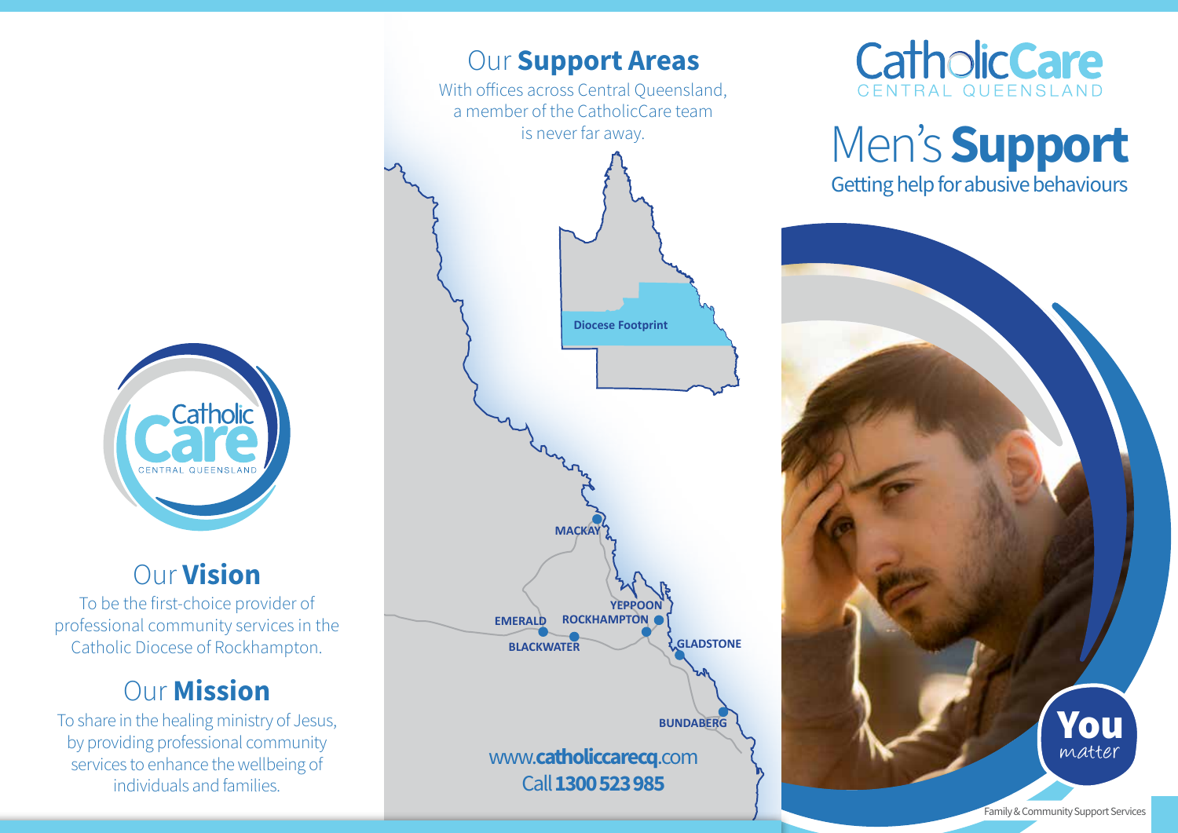## Our **Vision**

To be the first-choice provider of professional community services in the Catholic Diocese of Rockhampton.

## Our **Mission**

To share in the healing ministry of Jesus, by providing professional community services to enhance the wellbeing of individuals and families.

## Our **Support Areas**

With offices across Central Queensland, a member of the CatholicCare team is never far away.

Diocese Footprint

MACKAY

YEPPOON

EMERALD

ROCKHAMPTON

BLACKWATER

GLADSTONE

BUNDABERG

www.**catholiccarecq**.com

Call **1300 523 985**

# CatholicCare CENTRAL QUEENSLAND

# Men's **Support**

Getting help for abusive behaviours

**You** *matter*

Family & Community Support Services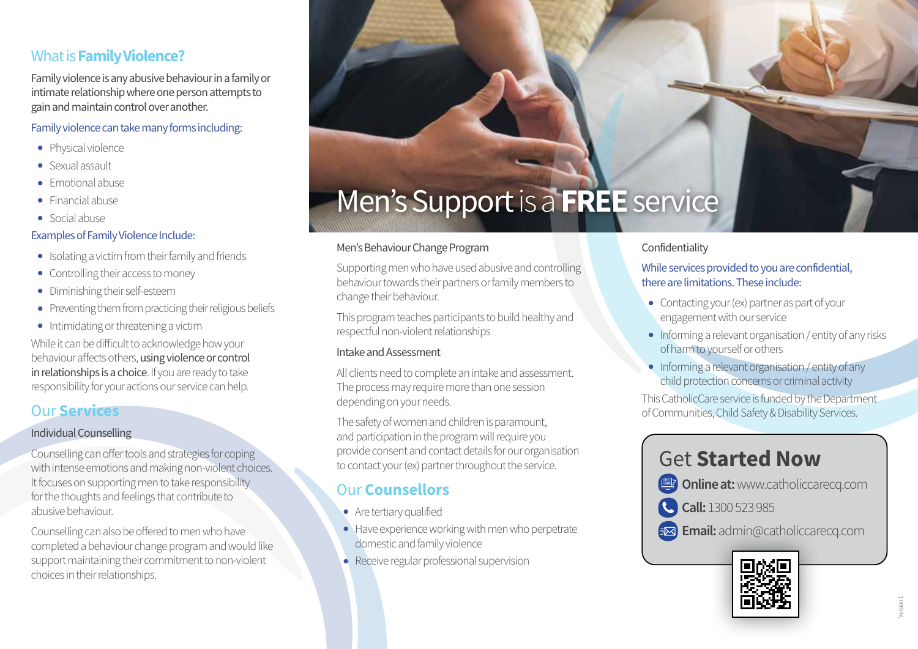## What is **Family Violence?**

Family violence is any abusive behaviour in a family or intimate relationship where one person attempts to gain and maintain control over another.

Family violence can take many forms including:

- Physical violence
- Sexual assault
- Emotional abuse
- Financial abuse
- Social abuse

Examples of Family Violence Include:

- Isolating a victim from their family and friends
- Controlling their access to money
- Diminishing their self-esteem
- Preventing them from practicing their religious beliefs
- Intimidating or threatening a victim

While it can be difficult to acknowledge how your behaviour affects others, using violence or control in relationships is a choice. If you are ready to take responsibility for your actions our service can help.

## Our **Services**

### Individual Counselling

Counselling can offer tools and strategies for coping with intense emotions and making non-violent choices. It focuses on supporting men to take responsibility for the thoughts and feelings that contribute to abusive behaviour.

Counselling can also be offered to men who have completed a behaviour change program and would like support maintaining their commitment to non-violent choices in their relationships.

# Men's Support is a **FREE** service

### Men's Behaviour Change Program

Supporting men who have used abusive and controlling behaviour towards their partners or family members to change their behaviour.

This program teaches participants to build healthy and respectful non-violent relationships

### Intake and Assessment

All clients need to complete an intake and assessment. The process may require more than one session depending on your needs.

The safety of women and children is paramount, and participation in the program will require you provide consent and contact details for our organisation to contact your (ex) partner throughout the service.

## Our **Counsellors**

- Are tertiary qualified
- Have experience working with men who perpetrate domestic and family violence
- Receive regular professional supervision

### Confidentiality

While services provided to you are confidential, there are limitations. These include:

- Contacting your (ex) partner as part of your engagement with our service
- Informing a relevant organisation / entity of any risks of harm to yourself or others
- Informing a relevant organisation / entity of any child protection concerns or criminal activity

This CatholicCare service is funded by the Department of Communities, Child Safety & Disability Services.

## Get **Started Now**

**Online at:** www.catholiccarecq.com

**Call:** 1300 523 985

**Email:** admin@catholiccarecq.com

Version 1